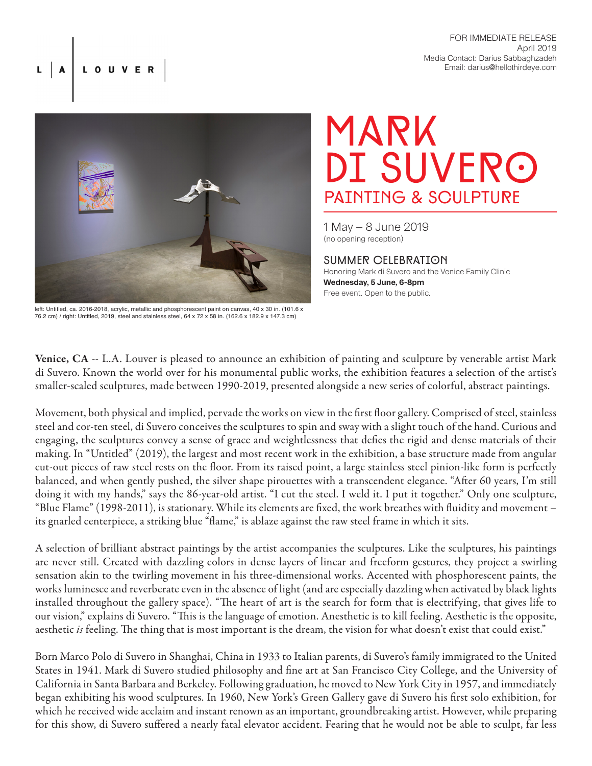L | A | LOUVER

FOR IMMEDIATE RELEASE
April 2019
Media Contact: Darius Sabbaghzadeh
Email: darius@hellothirdeye.com

left: Untitled, ca. 2016-2018, acrylic, metallic and phosphorescent paint on canvas, 40 x 30 in. (101.6 x 76.2 cm) / right: Untitled, 2019, steel and stainless steel, 64 x 72 x 58 in. (162.6 x 182.9 x 147.3 cm)

# MARK DI SUVERO

## PAINTING & SCULPTURE

1 May – 8 June 2019
(no opening reception)

### SUMMER CELEBRATION

Honoring Mark di Suvero and the Venice Family Clinic
**Wednesday, 5 June, 6-8pm**
Free event. Open to the public.

**Venice, CA** -- L.A. Louver is pleased to announce an exhibition of painting and sculpture by venerable artist Mark di Suvero. Known the world over for his monumental public works, the exhibition features a selection of the artist's smaller-scaled sculptures, made between 1990-2019, presented alongside a new series of colorful, abstract paintings.

Movement, both physical and implied, pervade the works on view in the first floor gallery. Comprised of steel, stainless steel and cor-ten steel, di Suvero conceives the sculptures to spin and sway with a slight touch of the hand. Curious and engaging, the sculptures convey a sense of grace and weightlessness that defies the rigid and dense materials of their making. In "Untitled" (2019), the largest and most recent work in the exhibition, a base structure made from angular cut-out pieces of raw steel rests on the floor. From its raised point, a large stainless steel pinion-like form is perfectly balanced, and when gently pushed, the silver shape pirouettes with a transcendent elegance. "After 60 years, I'm still doing it with my hands," says the 86-year-old artist. "I cut the steel. I weld it. I put it together." Only one sculpture, "Blue Flame" (1998-2011), is stationary. While its elements are fixed, the work breathes with fluidity and movement – its gnarled centerpiece, a striking blue "flame," is ablaze against the raw steel frame in which it sits.

A selection of brilliant abstract paintings by the artist accompanies the sculptures. Like the sculptures, his paintings are never still. Created with dazzling colors in dense layers of linear and freeform gestures, they project a swirling sensation akin to the twirling movement in his three-dimensional works. Accented with phosphorescent paints, the works luminesce and reverberate even in the absence of light (and are especially dazzling when activated by black lights installed throughout the gallery space). "The heart of art is the search for form that is electrifying, that gives life to our vision," explains di Suvero. "This is the language of emotion. Anesthetic is to kill feeling. Aesthetic is the opposite, aesthetic *is* feeling. The thing that is most important is the dream, the vision for what doesn't exist that could exist."

Born Marco Polo di Suvero in Shanghai, China in 1933 to Italian parents, di Suvero's family immigrated to the United States in 1941. Mark di Suvero studied philosophy and fine art at San Francisco City College, and the University of California in Santa Barbara and Berkeley. Following graduation, he moved to New York City in 1957, and immediately began exhibiting his wood sculptures. In 1960, New York's Green Gallery gave di Suvero his first solo exhibition, for which he received wide acclaim and instant renown as an important, groundbreaking artist. However, while preparing for this show, di Suvero suffered a nearly fatal elevator accident. Fearing that he would not be able to sculpt, far less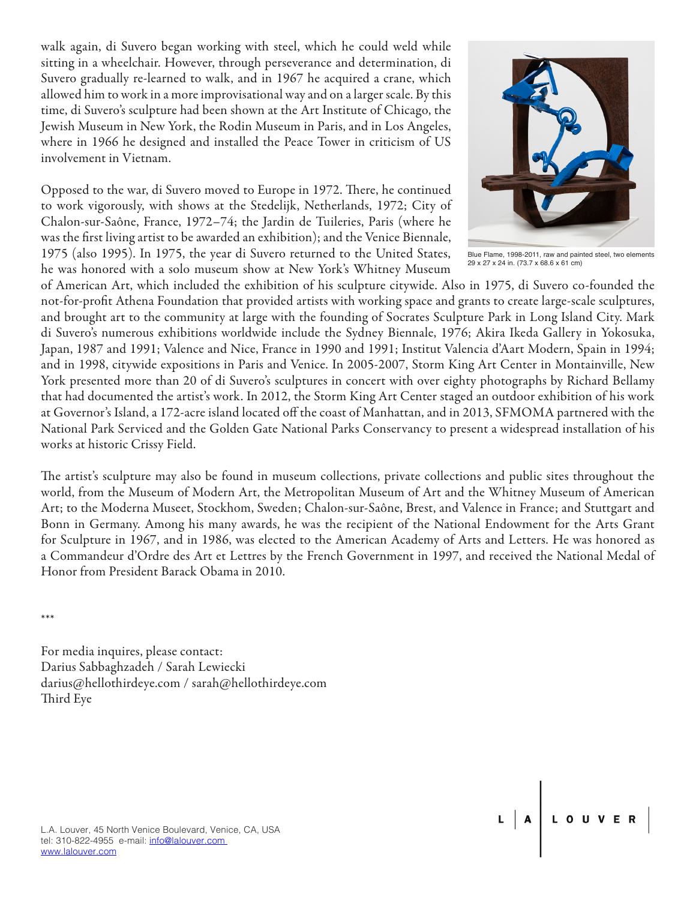walk again, di Suvero began working with steel, which he could weld while sitting in a wheelchair. However, through perseverance and determination, di Suvero gradually re-learned to walk, and in 1967 he acquired a crane, which allowed him to work in a more improvisational way and on a larger scale. By this time, di Suvero's sculpture had been shown at the Art Institute of Chicago, the Jewish Museum in New York, the Rodin Museum in Paris, and in Los Angeles, where in 1966 he designed and installed the Peace Tower in criticism of US involvement in Vietnam.

Blue Flame, 1998-2011, raw and painted steel, two elements
29 x 27 x 24 in. (73.7 x 68.6 x 61 cm)

Opposed to the war, di Suvero moved to Europe in 1972. There, he continued to work vigorously, with shows at the Stedelijk, Netherlands, 1972; City of Chalon-sur-Saône, France, 1972–74; the Jardin de Tuileries, Paris (where he was the first living artist to be awarded an exhibition); and the Venice Biennale, 1975 (also 1995). In 1975, the year di Suvero returned to the United States, he was honored with a solo museum show at New York's Whitney Museum of American Art, which included the exhibition of his sculpture citywide. Also in 1975, di Suvero co-founded the not-for-profit Athena Foundation that provided artists with working space and grants to create large-scale sculptures, and brought art to the community at large with the founding of Socrates Sculpture Park in Long Island City. Mark di Suvero's numerous exhibitions worldwide include the Sydney Biennale, 1976; Akira Ikeda Gallery in Yokosuka, Japan, 1987 and 1991; Valence and Nice, France in 1990 and 1991; Institut Valencia d'Aart Modern, Spain in 1994; and in 1998, citywide expositions in Paris and Venice. In 2005-2007, Storm King Art Center in Montainville, New York presented more than 20 of di Suvero's sculptures in concert with over eighty photographs by Richard Bellamy that had documented the artist's work. In 2012, the Storm King Art Center staged an outdoor exhibition of his work at Governor's Island, a 172-acre island located off the coast of Manhattan, and in 2013, SFMOMA partnered with the National Park Serviced and the Golden Gate National Parks Conservancy to present a widespread installation of his works at historic Crissy Field.

The artist's sculpture may also be found in museum collections, private collections and public sites throughout the world, from the Museum of Modern Art, the Metropolitan Museum of Art and the Whitney Museum of American Art; to the Moderna Museet, Stockhom, Sweden; Chalon-sur-Saône, Brest, and Valence in France; and Stuttgart and Bonn in Germany. Among his many awards, he was the recipient of the National Endowment for the Arts Grant for Sculpture in 1967, and in 1986, was elected to the American Academy of Arts and Letters. He was honored as a Commandeur d'Ordre des Art et Lettres by the French Government in 1997, and received the National Medal of Honor from President Barack Obama in 2010.

***

For media inquires, please contact:
Darius Sabbaghzadeh / Sarah Lewiecki
darius@hellothirdeye.com / sarah@hellothirdeye.com
Third Eye

L.A. Louver, 45 North Venice Boulevard, Venice, CA, USA
tel: 310-822-4955 e-mail: info@lalouver.com
www.lalouver.com